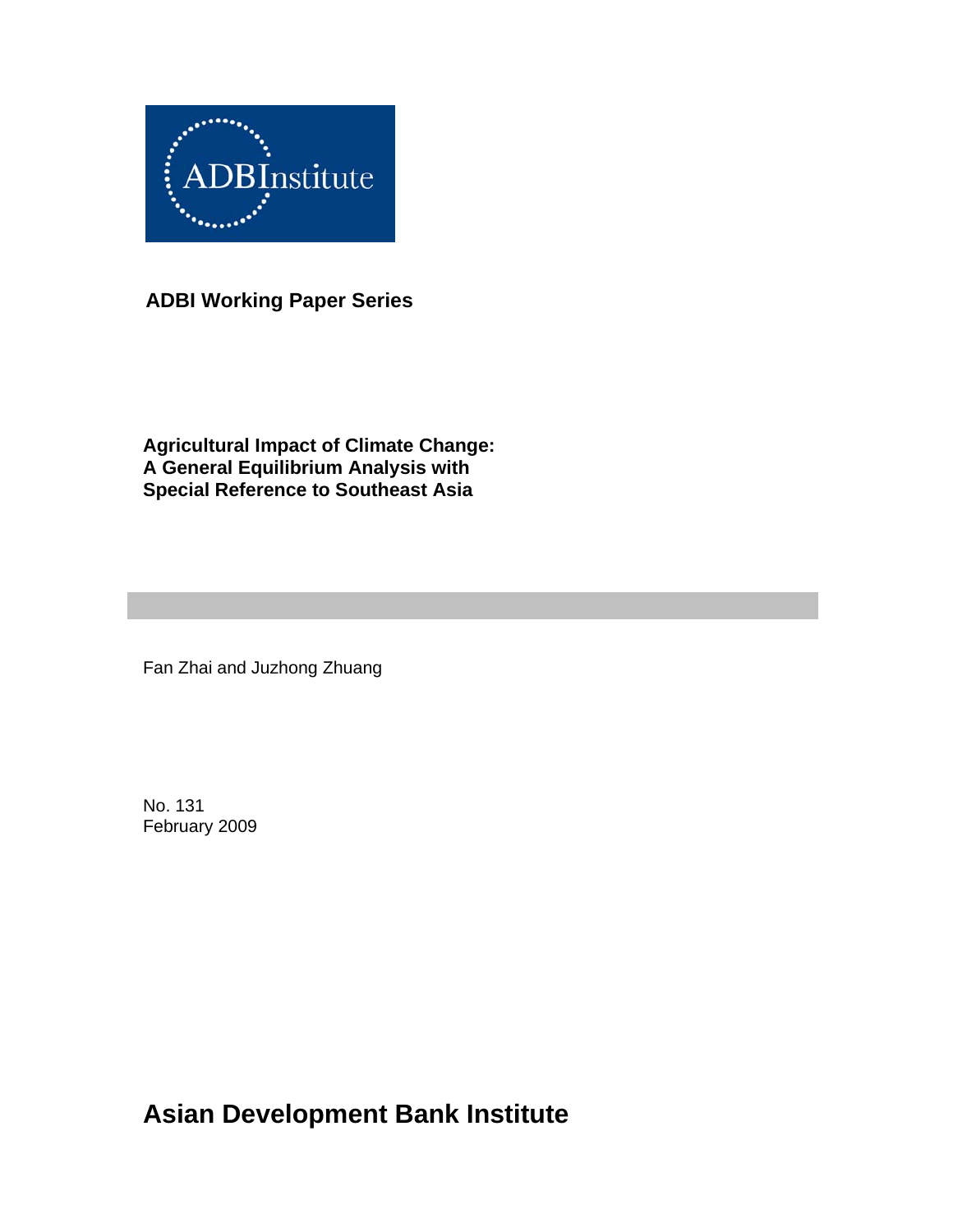ADBInstitute

**ADBI Working Paper Series**

# Agricultural Impact of Climate Change: A General Equilibrium Analysis with Special Reference to Southeast Asia

Fan Zhai and Juzhong Zhuang

No. 131
February 2009

**Asian Development Bank Institute**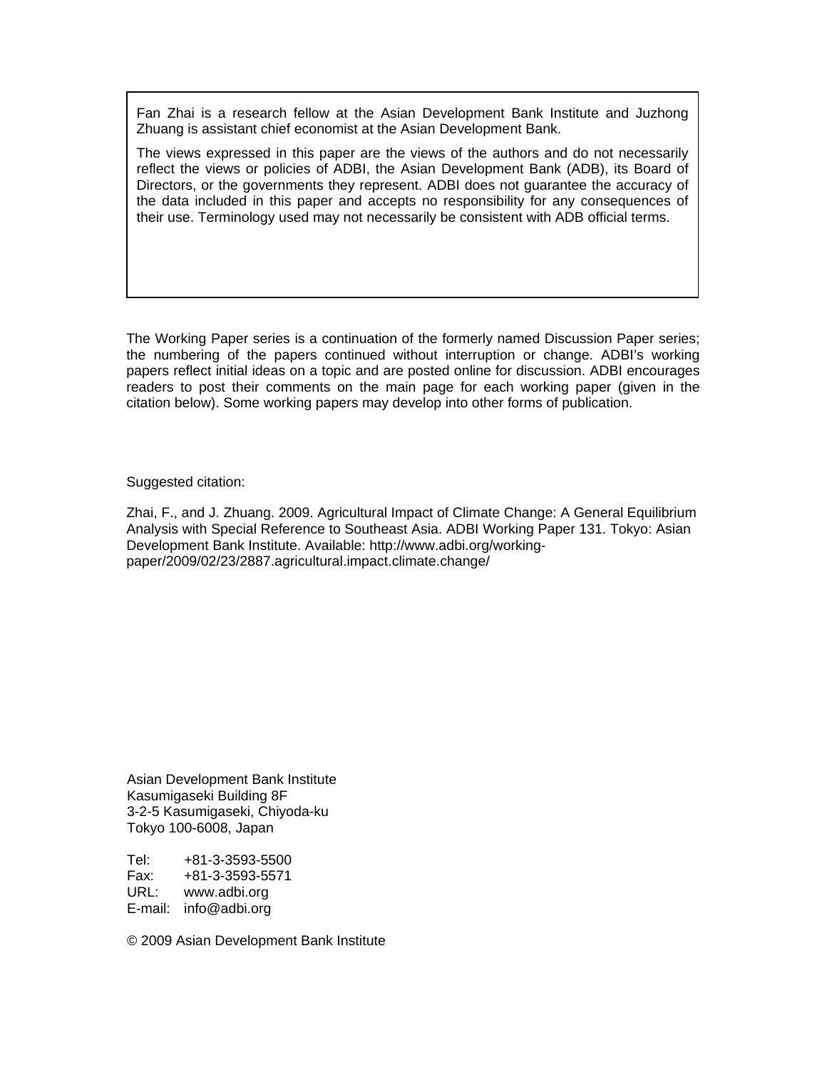Fan Zhai is a research fellow at the Asian Development Bank Institute and Juzhong Zhuang is assistant chief economist at the Asian Development Bank.

The views expressed in this paper are the views of the authors and do not necessarily reflect the views or policies of ADBI, the Asian Development Bank (ADB), its Board of Directors, or the governments they represent. ADBI does not guarantee the accuracy of the data included in this paper and accepts no responsibility for any consequences of their use. Terminology used may not necessarily be consistent with ADB official terms.

The Working Paper series is a continuation of the formerly named Discussion Paper series; the numbering of the papers continued without interruption or change. ADBI's working papers reflect initial ideas on a topic and are posted online for discussion. ADBI encourages readers to post their comments on the main page for each working paper (given in the citation below). Some working papers may develop into other forms of publication.

Suggested citation:

Zhai, F., and J. Zhuang. 2009. Agricultural Impact of Climate Change: A General Equilibrium Analysis with Special Reference to Southeast Asia. ADBI Working Paper 131. Tokyo: Asian Development Bank Institute. Available: http://www.adbi.org/working-paper/2009/02/23/2887.agricultural.impact.climate.change/

Asian Development Bank Institute
Kasumigaseki Building 8F
3-2-5 Kasumigaseki, Chiyoda-ku
Tokyo 100-6008, Japan

Tel: +81-3-3593-5500
Fax: +81-3-3593-5571
URL: www.adbi.org
E-mail: info@adbi.org

© 2009 Asian Development Bank Institute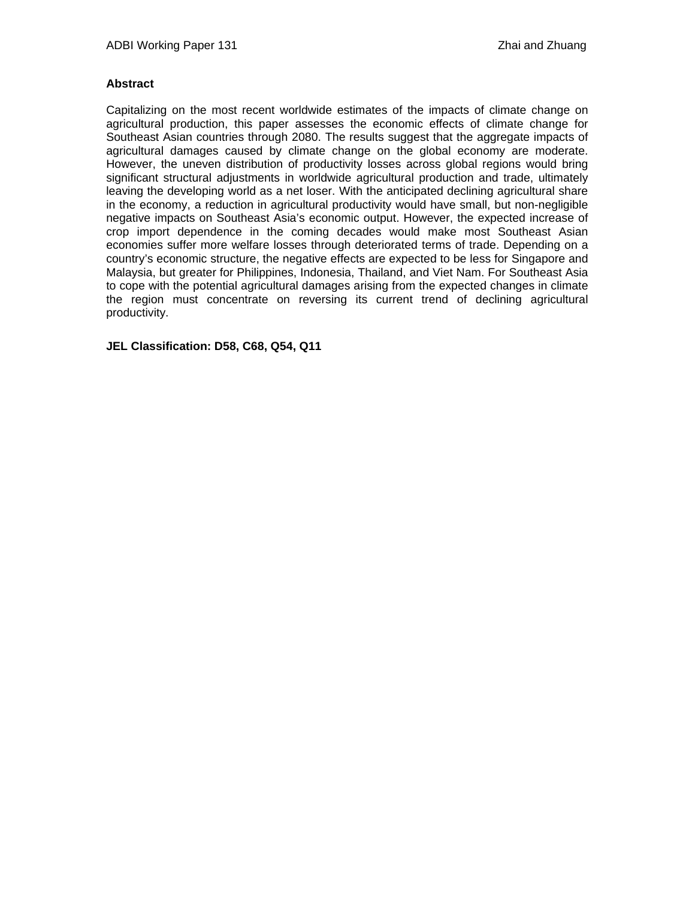**Abstract**

Capitalizing on the most recent worldwide estimates of the impacts of climate change on agricultural production, this paper assesses the economic effects of climate change for Southeast Asian countries through 2080. The results suggest that the aggregate impacts of agricultural damages caused by climate change on the global economy are moderate. However, the uneven distribution of productivity losses across global regions would bring significant structural adjustments in worldwide agricultural production and trade, ultimately leaving the developing world as a net loser. With the anticipated declining agricultural share in the economy, a reduction in agricultural productivity would have small, but non-negligible negative impacts on Southeast Asia's economic output. However, the expected increase of crop import dependence in the coming decades would make most Southeast Asian economies suffer more welfare losses through deteriorated terms of trade. Depending on a country's economic structure, the negative effects are expected to be less for Singapore and Malaysia, but greater for Philippines, Indonesia, Thailand, and Viet Nam. For Southeast Asia to cope with the potential agricultural damages arising from the expected changes in climate the region must concentrate on reversing its current trend of declining agricultural productivity.

**JEL Classification: D58, C68, Q54, Q11**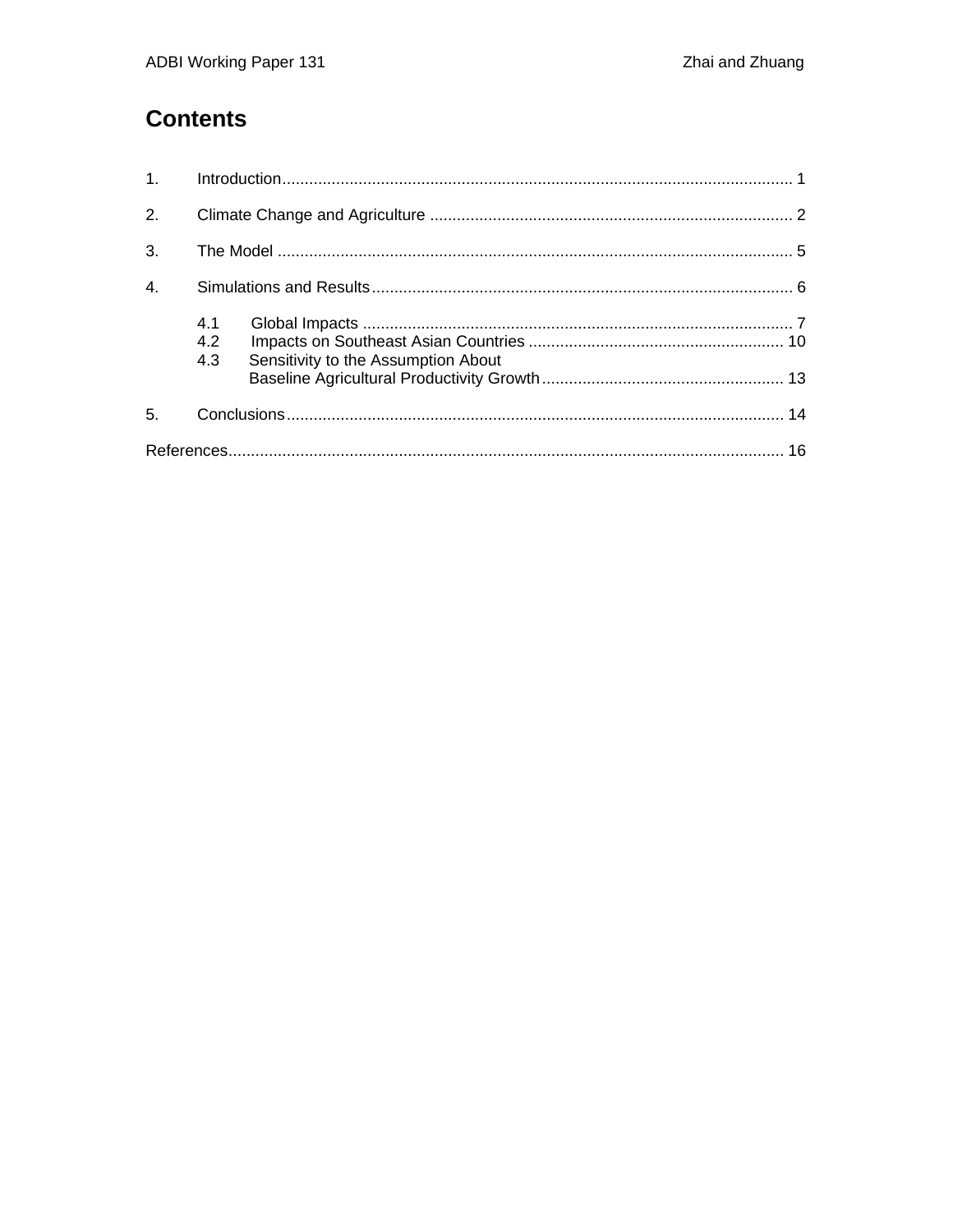# Contents

1. Introduction ..... 1

2. Climate Change and Agriculture ..... 2

3. The Model ..... 5

4. Simulations and Results ..... 6

   4.1 Global Impacts ..... 7
   4.2 Impacts on Southeast Asian Countries ..... 10
   4.3 Sensitivity to the Assumption About Baseline Agricultural Productivity Growth ..... 13

5. Conclusions ..... 14

References ..... 16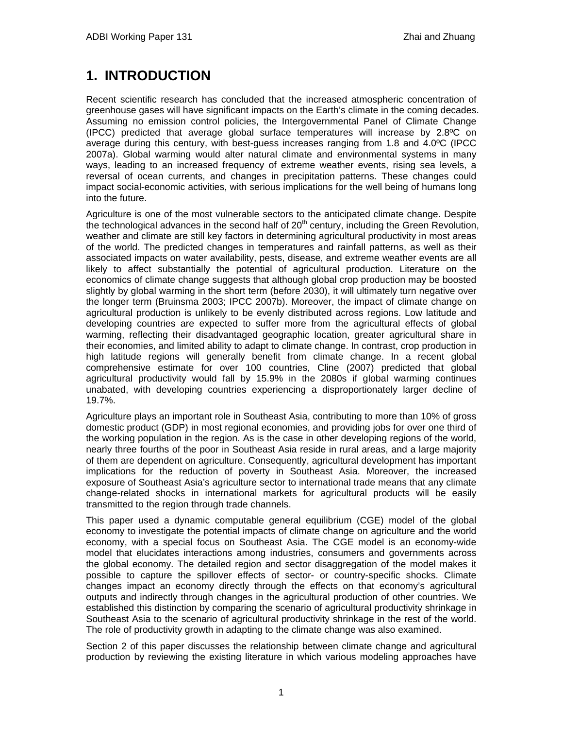# 1. INTRODUCTION

Recent scientific research has concluded that the increased atmospheric concentration of greenhouse gases will have significant impacts on the Earth's climate in the coming decades. Assuming no emission control policies, the Intergovernmental Panel of Climate Change (IPCC) predicted that average global surface temperatures will increase by 2.8ºC on average during this century, with best-guess increases ranging from 1.8 and 4.0ºC (IPCC 2007a). Global warming would alter natural climate and environmental systems in many ways, leading to an increased frequency of extreme weather events, rising sea levels, a reversal of ocean currents, and changes in precipitation patterns. These changes could impact social-economic activities, with serious implications for the well being of humans long into the future.

Agriculture is one of the most vulnerable sectors to the anticipated climate change. Despite the technological advances in the second half of 20th century, including the Green Revolution, weather and climate are still key factors in determining agricultural productivity in most areas of the world. The predicted changes in temperatures and rainfall patterns, as well as their associated impacts on water availability, pests, disease, and extreme weather events are all likely to affect substantially the potential of agricultural production. Literature on the economics of climate change suggests that although global crop production may be boosted slightly by global warming in the short term (before 2030), it will ultimately turn negative over the longer term (Bruinsma 2003; IPCC 2007b). Moreover, the impact of climate change on agricultural production is unlikely to be evenly distributed across regions. Low latitude and developing countries are expected to suffer more from the agricultural effects of global warming, reflecting their disadvantaged geographic location, greater agricultural share in their economies, and limited ability to adapt to climate change. In contrast, crop production in high latitude regions will generally benefit from climate change. In a recent global comprehensive estimate for over 100 countries, Cline (2007) predicted that global agricultural productivity would fall by 15.9% in the 2080s if global warming continues unabated, with developing countries experiencing a disproportionately larger decline of 19.7%.

Agriculture plays an important role in Southeast Asia, contributing to more than 10% of gross domestic product (GDP) in most regional economies, and providing jobs for over one third of the working population in the region. As is the case in other developing regions of the world, nearly three fourths of the poor in Southeast Asia reside in rural areas, and a large majority of them are dependent on agriculture. Consequently, agricultural development has important implications for the reduction of poverty in Southeast Asia. Moreover, the increased exposure of Southeast Asia's agriculture sector to international trade means that any climate change-related shocks in international markets for agricultural products will be easily transmitted to the region through trade channels.

This paper used a dynamic computable general equilibrium (CGE) model of the global economy to investigate the potential impacts of climate change on agriculture and the world economy, with a special focus on Southeast Asia. The CGE model is an economy-wide model that elucidates interactions among industries, consumers and governments across the global economy. The detailed region and sector disaggregation of the model makes it possible to capture the spillover effects of sector- or country-specific shocks. Climate changes impact an economy directly through the effects on that economy's agricultural outputs and indirectly through changes in the agricultural production of other countries. We established this distinction by comparing the scenario of agricultural productivity shrinkage in Southeast Asia to the scenario of agricultural productivity shrinkage in the rest of the world. The role of productivity growth in adapting to the climate change was also examined.

Section 2 of this paper discusses the relationship between climate change and agricultural production by reviewing the existing literature in which various modeling approaches have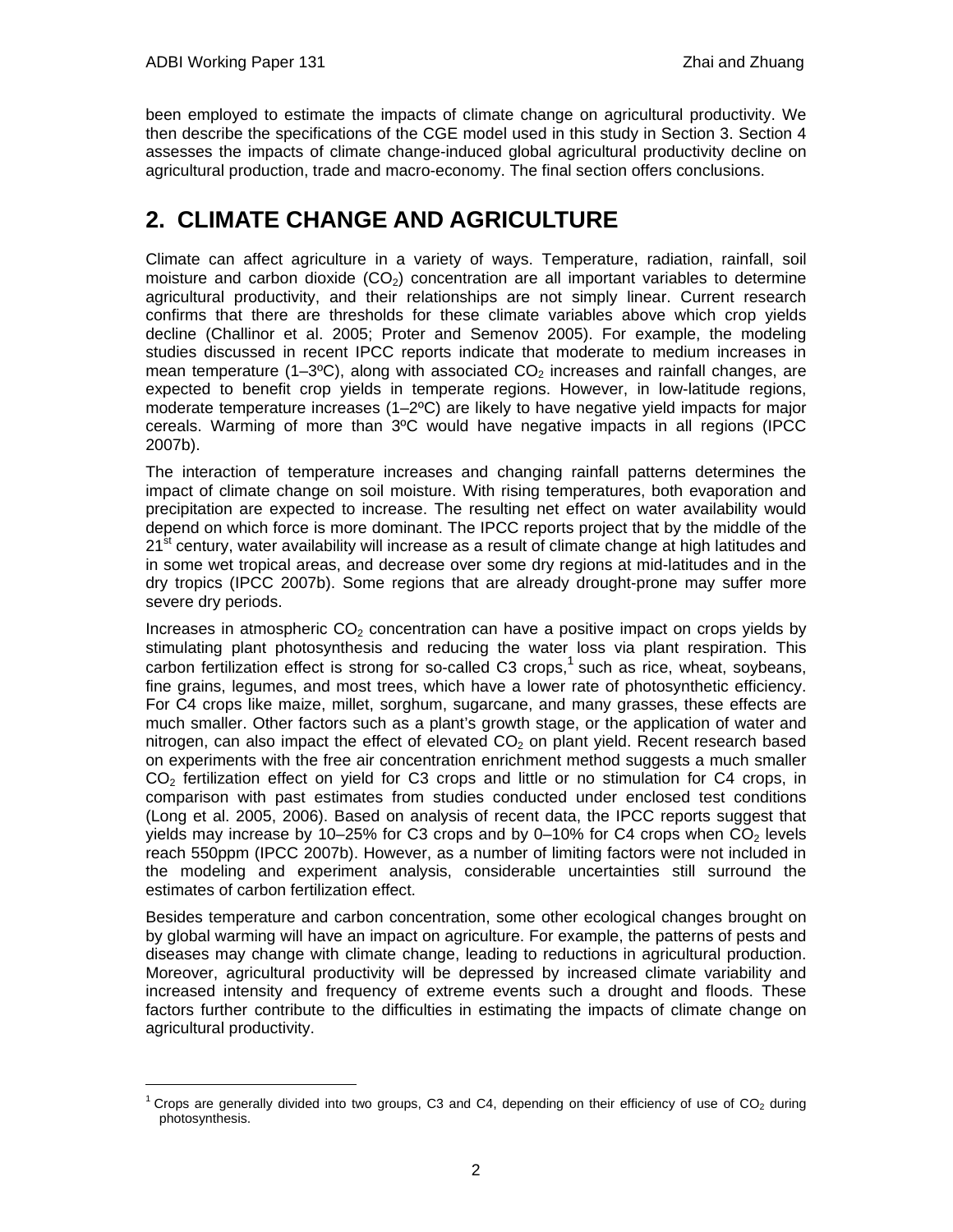been employed to estimate the impacts of climate change on agricultural productivity. We then describe the specifications of the CGE model used in this study in Section 3. Section 4 assesses the impacts of climate change-induced global agricultural productivity decline on agricultural production, trade and macro-economy. The final section offers conclusions.

## 2. CLIMATE CHANGE AND AGRICULTURE

Climate can affect agriculture in a variety of ways. Temperature, radiation, rainfall, soil moisture and carbon dioxide ($CO_2$) concentration are all important variables to determine agricultural productivity, and their relationships are not simply linear. Current research confirms that there are thresholds for these climate variables above which crop yields decline (Challinor et al. 2005; Proter and Semenov 2005). For example, the modeling studies discussed in recent IPCC reports indicate that moderate to medium increases in mean temperature (1–3ºC), along with associated $CO_2$ increases and rainfall changes, are expected to benefit crop yields in temperate regions. However, in low-latitude regions, moderate temperature increases (1–2ºC) are likely to have negative yield impacts for major cereals. Warming of more than 3ºC would have negative impacts in all regions (IPCC 2007b).

The interaction of temperature increases and changing rainfall patterns determines the impact of climate change on soil moisture. With rising temperatures, both evaporation and precipitation are expected to increase. The resulting net effect on water availability would depend on which force is more dominant. The IPCC reports project that by the middle of the 21st century, water availability will increase as a result of climate change at high latitudes and in some wet tropical areas, and decrease over some dry regions at mid-latitudes and in the dry tropics (IPCC 2007b). Some regions that are already drought-prone may suffer more severe dry periods.

Increases in atmospheric $CO_2$ concentration can have a positive impact on crops yields by stimulating plant photosynthesis and reducing the water loss via plant respiration. This carbon fertilization effect is strong for so-called C3 crops,[1] such as rice, wheat, soybeans, fine grains, legumes, and most trees, which have a lower rate of photosynthetic efficiency. For C4 crops like maize, millet, sorghum, sugarcane, and many grasses, these effects are much smaller. Other factors such as a plant's growth stage, or the application of water and nitrogen, can also impact the effect of elevated $CO_2$ on plant yield. Recent research based on experiments with the free air concentration enrichment method suggests a much smaller $CO_2$ fertilization effect on yield for C3 crops and little or no stimulation for C4 crops, in comparison with past estimates from studies conducted under enclosed test conditions (Long et al. 2005, 2006). Based on analysis of recent data, the IPCC reports suggest that yields may increase by 10–25% for C3 crops and by 0–10% for C4 crops when $CO_2$ levels reach 550ppm (IPCC 2007b). However, as a number of limiting factors were not included in the modeling and experiment analysis, considerable uncertainties still surround the estimates of carbon fertilization effect.

Besides temperature and carbon concentration, some other ecological changes brought on by global warming will have an impact on agriculture. For example, the patterns of pests and diseases may change with climate change, leading to reductions in agricultural production. Moreover, agricultural productivity will be depressed by increased climate variability and increased intensity and frequency of extreme events such a drought and floods. These factors further contribute to the difficulties in estimating the impacts of climate change on agricultural productivity.

---

[1] Crops are generally divided into two groups, C3 and C4, depending on their efficiency of use of $CO_2$ during photosynthesis.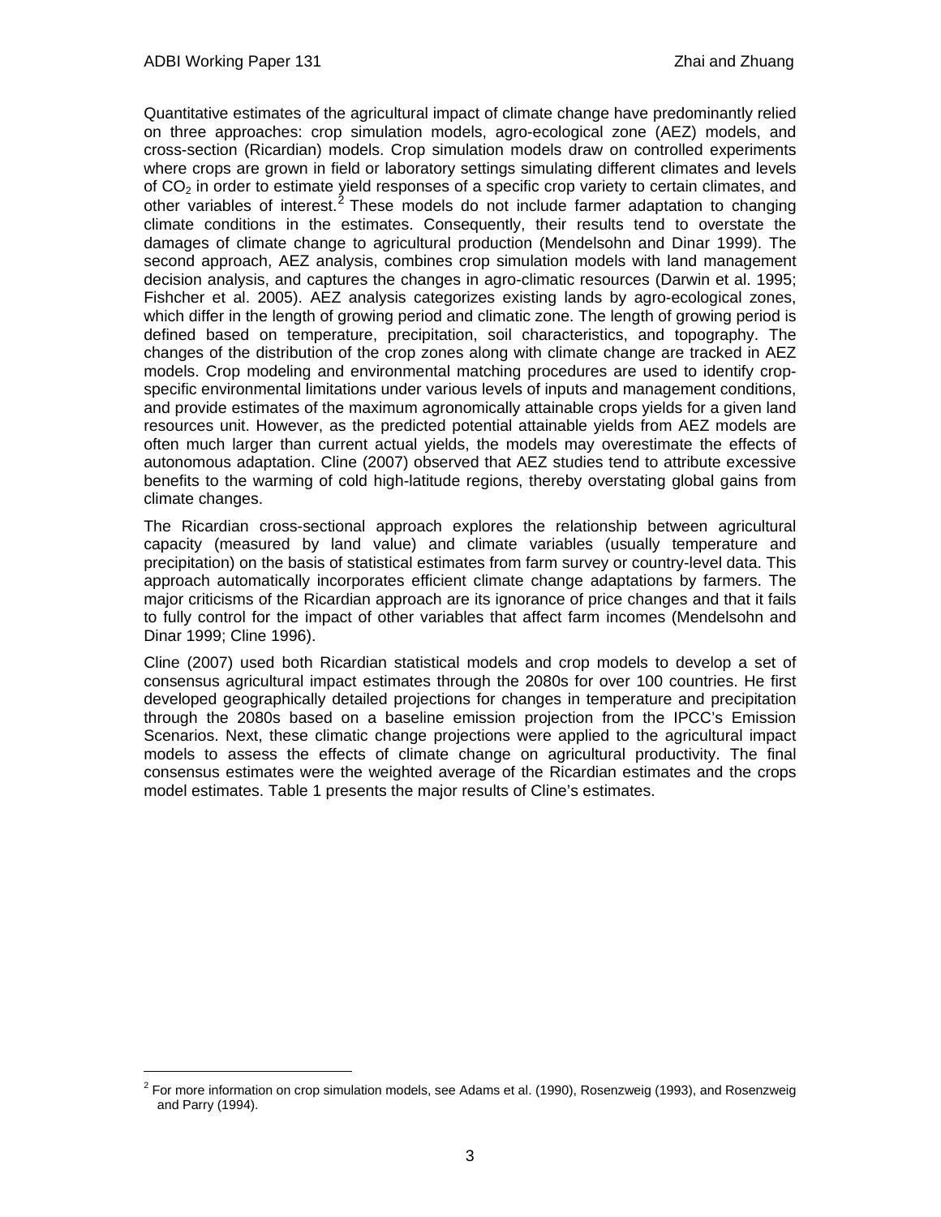Quantitative estimates of the agricultural impact of climate change have predominantly relied on three approaches: crop simulation models, agro-ecological zone (AEZ) models, and cross-section (Ricardian) models. Crop simulation models draw on controlled experiments where crops are grown in field or laboratory settings simulating different climates and levels of $CO_2$ in order to estimate yield responses of a specific crop variety to certain climates, and other variables of interest.[2] These models do not include farmer adaptation to changing climate conditions in the estimates. Consequently, their results tend to overstate the damages of climate change to agricultural production (Mendelsohn and Dinar 1999). The second approach, AEZ analysis, combines crop simulation models with land management decision analysis, and captures the changes in agro-climatic resources (Darwin et al. 1995; Fishcher et al. 2005). AEZ analysis categorizes existing lands by agro-ecological zones, which differ in the length of growing period and climatic zone. The length of growing period is defined based on temperature, precipitation, soil characteristics, and topography. The changes of the distribution of the crop zones along with climate change are tracked in AEZ models. Crop modeling and environmental matching procedures are used to identify crop-specific environmental limitations under various levels of inputs and management conditions, and provide estimates of the maximum agronomically attainable crops yields for a given land resources unit. However, as the predicted potential attainable yields from AEZ models are often much larger than current actual yields, the models may overestimate the effects of autonomous adaptation. Cline (2007) observed that AEZ studies tend to attribute excessive benefits to the warming of cold high-latitude regions, thereby overstating global gains from climate changes.

The Ricardian cross-sectional approach explores the relationship between agricultural capacity (measured by land value) and climate variables (usually temperature and precipitation) on the basis of statistical estimates from farm survey or country-level data. This approach automatically incorporates efficient climate change adaptations by farmers. The major criticisms of the Ricardian approach are its ignorance of price changes and that it fails to fully control for the impact of other variables that affect farm incomes (Mendelsohn and Dinar 1999; Cline 1996).

Cline (2007) used both Ricardian statistical models and crop models to develop a set of consensus agricultural impact estimates through the 2080s for over 100 countries. He first developed geographically detailed projections for changes in temperature and precipitation through the 2080s based on a baseline emission projection from the IPCC's Emission Scenarios. Next, these climatic change projections were applied to the agricultural impact models to assess the effects of climate change on agricultural productivity. The final consensus estimates were the weighted average of the Ricardian estimates and the crops model estimates. Table 1 presents the major results of Cline's estimates.

[2] For more information on crop simulation models, see Adams et al. (1990), Rosenzweig (1993), and Rosenzweig and Parry (1994).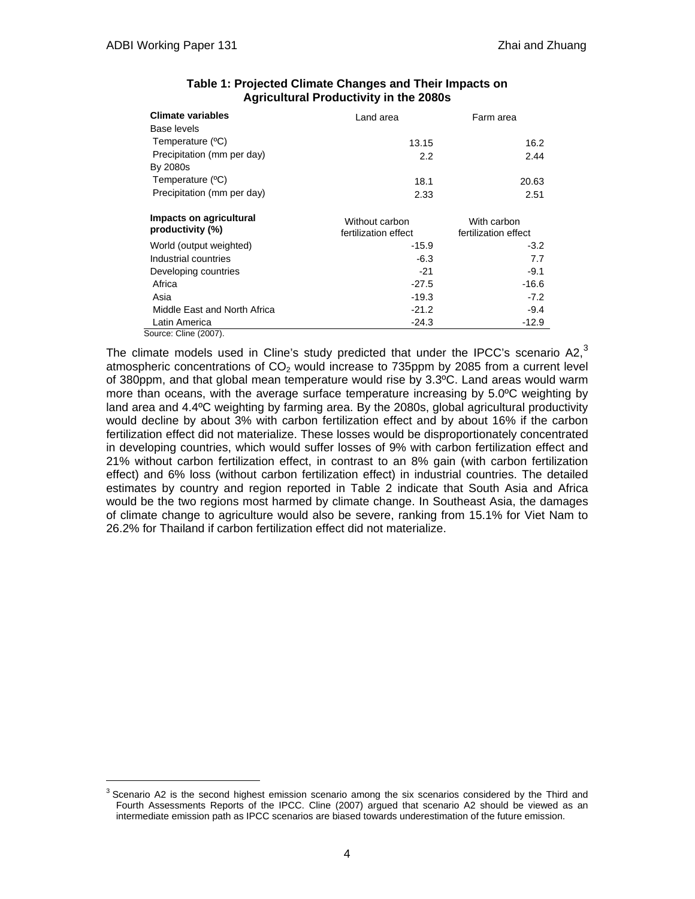**Table 1: Projected Climate Changes and Their Impacts on Agricultural Productivity in the 2080s**

| **Climate variables** | Land area | Farm area |
|---|---|---|
| Base levels | | |
| Temperature (ºC) | 13.15 | 16.2 |
| Precipitation (mm per day) | 2.2 | 2.44 |
| By 2080s | | |
| Temperature (ºC) | 18.1 | 20.63 |
| Precipitation (mm per day) | 2.33 | 2.51 |
| **Impacts on agricultural productivity (%)** | Without carbon fertilization effect | With carbon fertilization effect |
| World (output weighted) | -15.9 | -3.2 |
| Industrial countries | -6.3 | 7.7 |
| Developing countries | -21 | -9.1 |
| Africa | -27.5 | -16.6 |
| Asia | -19.3 | -7.2 |
| Middle East and North Africa | -21.2 | -9.4 |
| Latin America | -24.3 | -12.9 |

Source: Cline (2007).

The climate models used in Cline's study predicted that under the IPCC's scenario A2,[3] atmospheric concentrations of $CO_2$ would increase to 735ppm by 2085 from a current level of 380ppm, and that global mean temperature would rise by 3.3ºC. Land areas would warm more than oceans, with the average surface temperature increasing by 5.0ºC weighting by land area and 4.4ºC weighting by farming area. By the 2080s, global agricultural productivity would decline by about 3% with carbon fertilization effect and by about 16% if the carbon fertilization effect did not materialize. These losses would be disproportionately concentrated in developing countries, which would suffer losses of 9% with carbon fertilization effect and 21% without carbon fertilization effect, in contrast to an 8% gain (with carbon fertilization effect) and 6% loss (without carbon fertilization effect) in industrial countries. The detailed estimates by country and region reported in Table 2 indicate that South Asia and Africa would be the two regions most harmed by climate change. In Southeast Asia, the damages of climate change to agriculture would also be severe, ranking from 15.1% for Viet Nam to 26.2% for Thailand if carbon fertilization effect did not materialize.

[3] Scenario A2 is the second highest emission scenario among the six scenarios considered by the Third and Fourth Assessments Reports of the IPCC. Cline (2007) argued that scenario A2 should be viewed as an intermediate emission path as IPCC scenarios are biased towards underestimation of the future emission.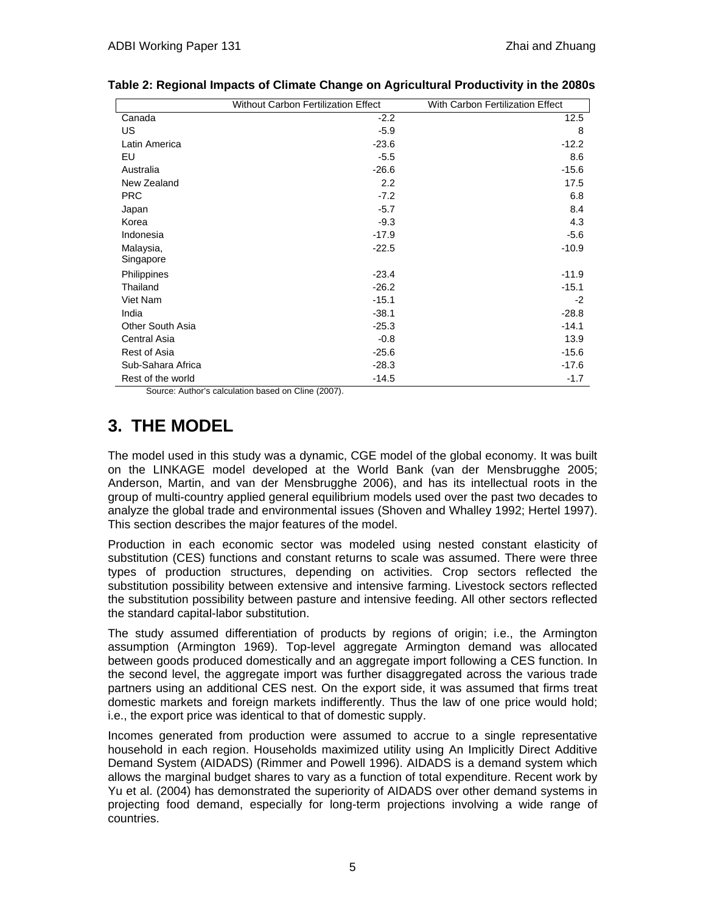**Table 2: Regional Impacts of Climate Change on Agricultural Productivity in the 2080s**

| | Without Carbon Fertilization Effect | With Carbon Fertilization Effect |
|---|---|---|
| Canada | -2.2 | 12.5 |
| US | -5.9 | 8 |
| Latin America | -23.6 | -12.2 |
| EU | -5.5 | 8.6 |
| Australia | -26.6 | -15.6 |
| New Zealand | 2.2 | 17.5 |
| PRC | -7.2 | 6.8 |
| Japan | -5.7 | 8.4 |
| Korea | -9.3 | 4.3 |
| Indonesia | -17.9 | -5.6 |
| Malaysia, Singapore | -22.5 | -10.9 |
| Philippines | -23.4 | -11.9 |
| Thailand | -26.2 | -15.1 |
| Viet Nam | -15.1 | -2 |
| India | -38.1 | -28.8 |
| Other South Asia | -25.3 | -14.1 |
| Central Asia | -0.8 | 13.9 |
| Rest of Asia | -25.6 | -15.6 |
| Sub-Sahara Africa | -28.3 | -17.6 |
| Rest of the world | -14.5 | -1.7 |

Source: Author's calculation based on Cline (2007).

# 3. THE MODEL

The model used in this study was a dynamic, CGE model of the global economy. It was built on the LINKAGE model developed at the World Bank (van der Mensbrugghe 2005; Anderson, Martin, and van der Mensbrugghe 2006), and has its intellectual roots in the group of multi-country applied general equilibrium models used over the past two decades to analyze the global trade and environmental issues (Shoven and Whalley 1992; Hertel 1997). This section describes the major features of the model.

Production in each economic sector was modeled using nested constant elasticity of substitution (CES) functions and constant returns to scale was assumed. There were three types of production structures, depending on activities. Crop sectors reflected the substitution possibility between extensive and intensive farming. Livestock sectors reflected the substitution possibility between pasture and intensive feeding. All other sectors reflected the standard capital-labor substitution.

The study assumed differentiation of products by regions of origin; i.e., the Armington assumption (Armington 1969). Top-level aggregate Armington demand was allocated between goods produced domestically and an aggregate import following a CES function. In the second level, the aggregate import was further disaggregated across the various trade partners using an additional CES nest. On the export side, it was assumed that firms treat domestic markets and foreign markets indifferently. Thus the law of one price would hold; i.e., the export price was identical to that of domestic supply.

Incomes generated from production were assumed to accrue to a single representative household in each region. Households maximized utility using An Implicitly Direct Additive Demand System (AIDADS) (Rimmer and Powell 1996). AIDADS is a demand system which allows the marginal budget shares to vary as a function of total expenditure. Recent work by Yu et al. (2004) has demonstrated the superiority of AIDADS over other demand systems in projecting food demand, especially for long-term projections involving a wide range of countries.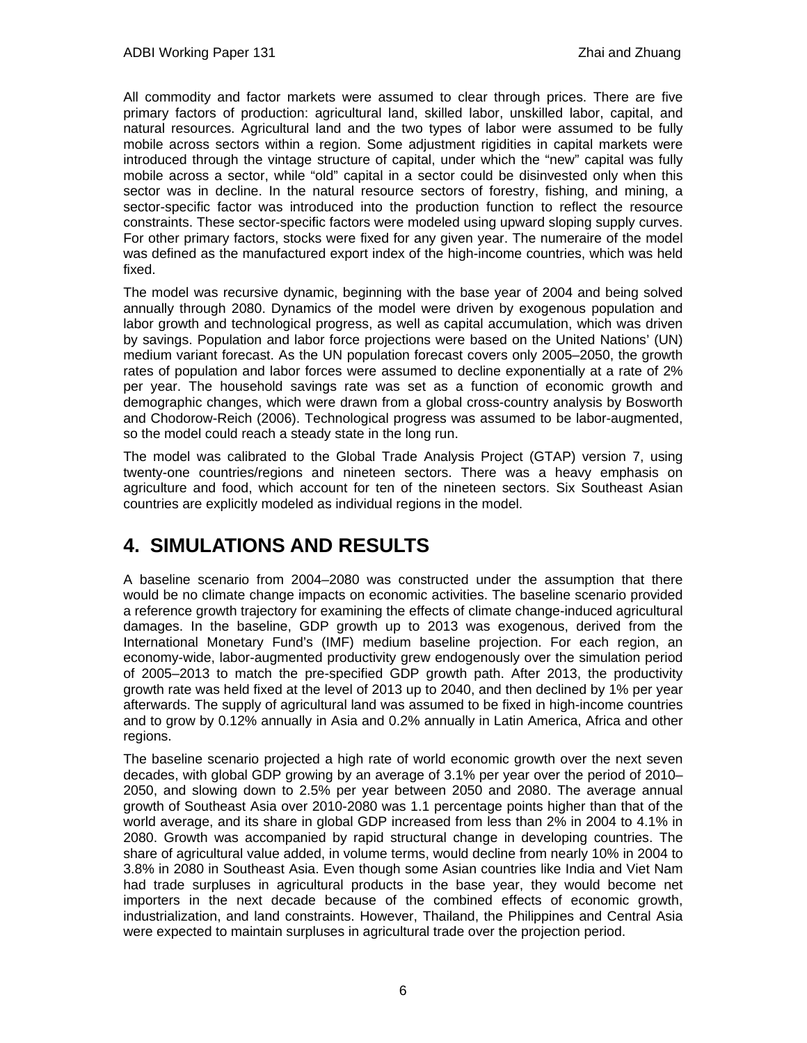All commodity and factor markets were assumed to clear through prices. There are five primary factors of production: agricultural land, skilled labor, unskilled labor, capital, and natural resources. Agricultural land and the two types of labor were assumed to be fully mobile across sectors within a region. Some adjustment rigidities in capital markets were introduced through the vintage structure of capital, under which the "new" capital was fully mobile across a sector, while "old" capital in a sector could be disinvested only when this sector was in decline. In the natural resource sectors of forestry, fishing, and mining, a sector-specific factor was introduced into the production function to reflect the resource constraints. These sector-specific factors were modeled using upward sloping supply curves. For other primary factors, stocks were fixed for any given year. The numeraire of the model was defined as the manufactured export index of the high-income countries, which was held fixed.

The model was recursive dynamic, beginning with the base year of 2004 and being solved annually through 2080. Dynamics of the model were driven by exogenous population and labor growth and technological progress, as well as capital accumulation, which was driven by savings. Population and labor force projections were based on the United Nations' (UN) medium variant forecast. As the UN population forecast covers only 2005–2050, the growth rates of population and labor forces were assumed to decline exponentially at a rate of 2% per year. The household savings rate was set as a function of economic growth and demographic changes, which were drawn from a global cross-country analysis by Bosworth and Chodorow-Reich (2006). Technological progress was assumed to be labor-augmented, so the model could reach a steady state in the long run.

The model was calibrated to the Global Trade Analysis Project (GTAP) version 7, using twenty-one countries/regions and nineteen sectors. There was a heavy emphasis on agriculture and food, which account for ten of the nineteen sectors. Six Southeast Asian countries are explicitly modeled as individual regions in the model.

# 4. SIMULATIONS AND RESULTS

A baseline scenario from 2004–2080 was constructed under the assumption that there would be no climate change impacts on economic activities. The baseline scenario provided a reference growth trajectory for examining the effects of climate change-induced agricultural damages. In the baseline, GDP growth up to 2013 was exogenous, derived from the International Monetary Fund's (IMF) medium baseline projection. For each region, an economy-wide, labor-augmented productivity grew endogenously over the simulation period of 2005–2013 to match the pre-specified GDP growth path. After 2013, the productivity growth rate was held fixed at the level of 2013 up to 2040, and then declined by 1% per year afterwards. The supply of agricultural land was assumed to be fixed in high-income countries and to grow by 0.12% annually in Asia and 0.2% annually in Latin America, Africa and other regions.

The baseline scenario projected a high rate of world economic growth over the next seven decades, with global GDP growing by an average of 3.1% per year over the period of 2010–2050, and slowing down to 2.5% per year between 2050 and 2080. The average annual growth of Southeast Asia over 2010-2080 was 1.1 percentage points higher than that of the world average, and its share in global GDP increased from less than 2% in 2004 to 4.1% in 2080. Growth was accompanied by rapid structural change in developing countries. The share of agricultural value added, in volume terms, would decline from nearly 10% in 2004 to 3.8% in 2080 in Southeast Asia. Even though some Asian countries like India and Viet Nam had trade surpluses in agricultural products in the base year, they would become net importers in the next decade because of the combined effects of economic growth, industrialization, and land constraints. However, Thailand, the Philippines and Central Asia were expected to maintain surpluses in agricultural trade over the projection period.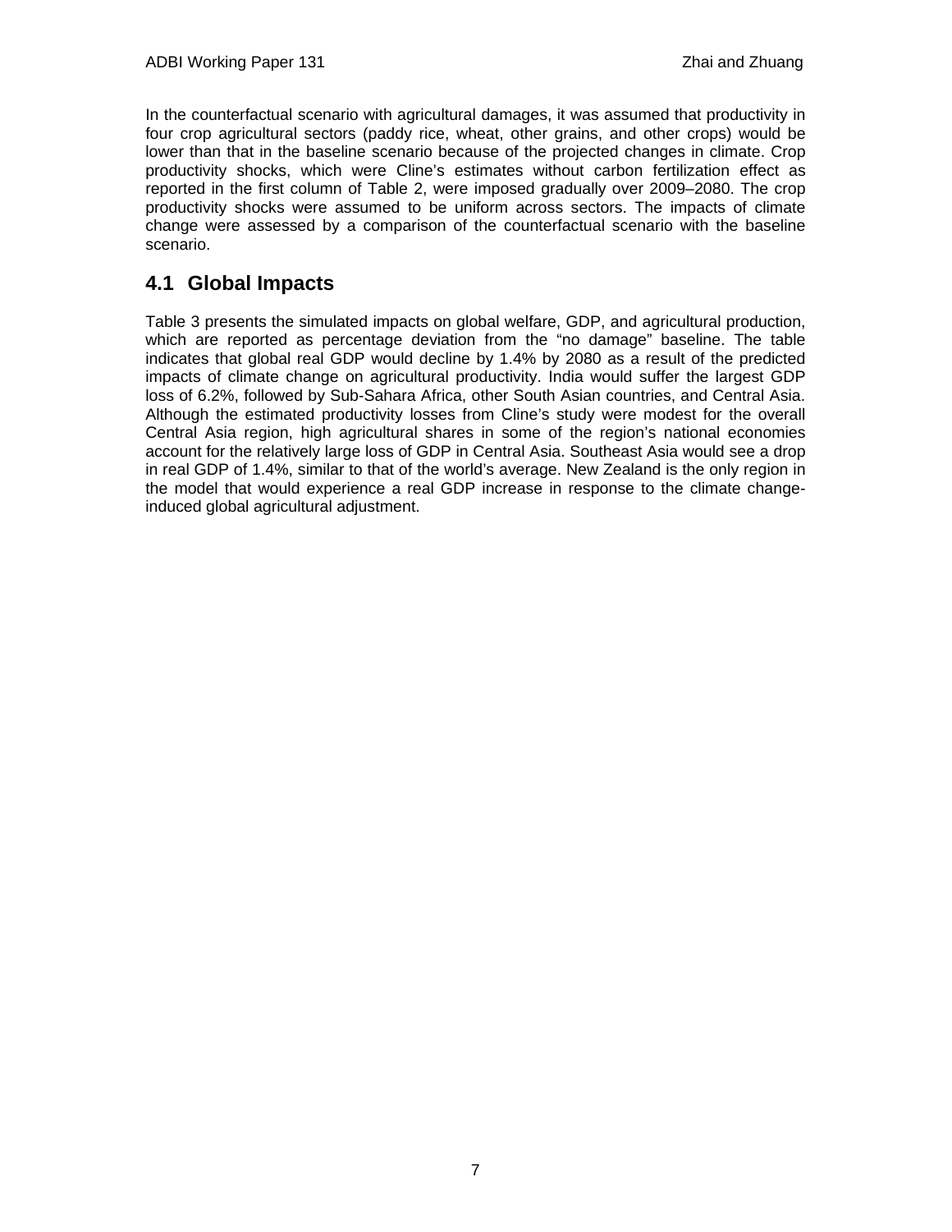In the counterfactual scenario with agricultural damages, it was assumed that productivity in four crop agricultural sectors (paddy rice, wheat, other grains, and other crops) would be lower than that in the baseline scenario because of the projected changes in climate. Crop productivity shocks, which were Cline's estimates without carbon fertilization effect as reported in the first column of Table 2, were imposed gradually over 2009–2080. The crop productivity shocks were assumed to be uniform across sectors. The impacts of climate change were assessed by a comparison of the counterfactual scenario with the baseline scenario.

## 4.1 Global Impacts

Table 3 presents the simulated impacts on global welfare, GDP, and agricultural production, which are reported as percentage deviation from the "no damage" baseline. The table indicates that global real GDP would decline by 1.4% by 2080 as a result of the predicted impacts of climate change on agricultural productivity. India would suffer the largest GDP loss of 6.2%, followed by Sub-Sahara Africa, other South Asian countries, and Central Asia. Although the estimated productivity losses from Cline's study were modest for the overall Central Asia region, high agricultural shares in some of the region's national economies account for the relatively large loss of GDP in Central Asia. Southeast Asia would see a drop in real GDP of 1.4%, similar to that of the world's average. New Zealand is the only region in the model that would experience a real GDP increase in response to the climate change-induced global agricultural adjustment.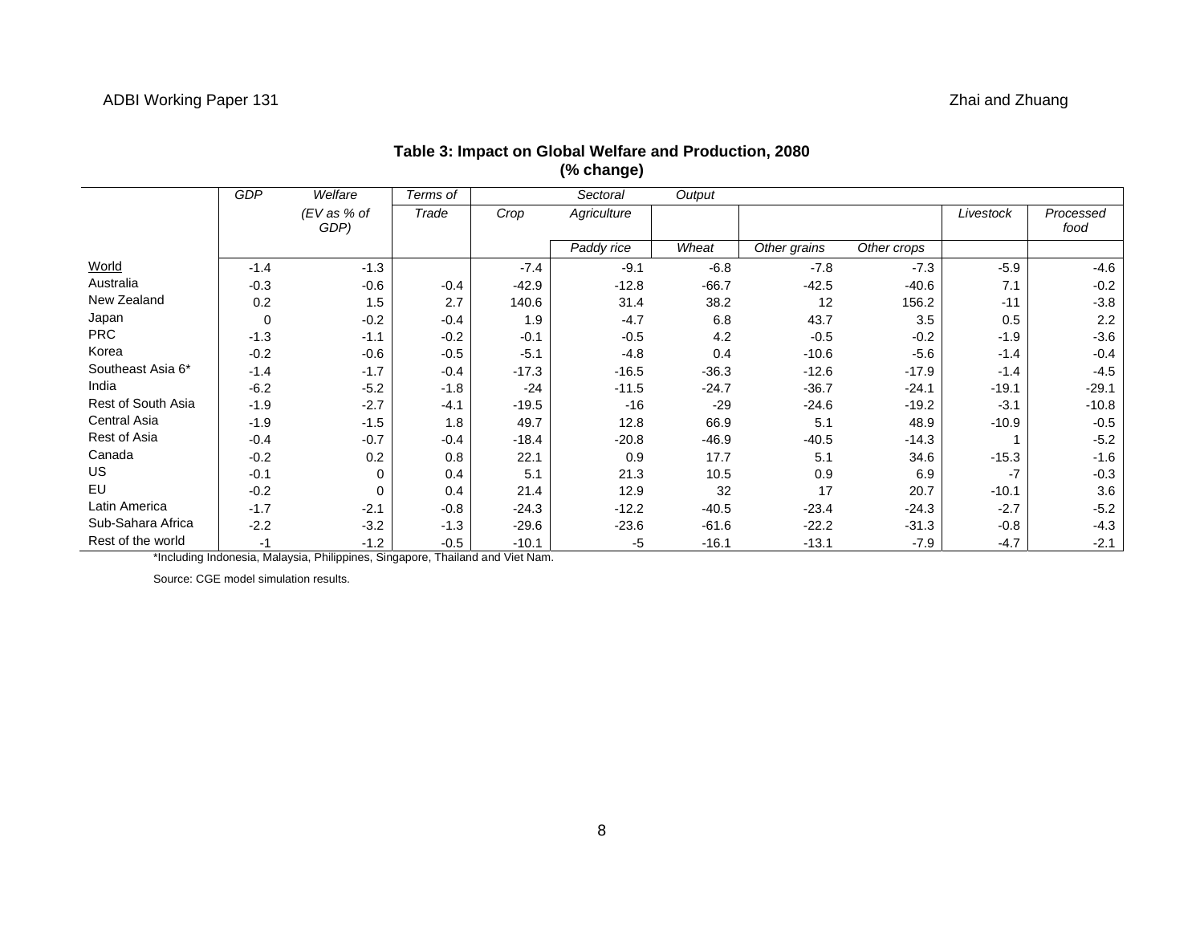### Table 3: Impact on Global Welfare and Production, 2080 (% change)

| | GDP | Welfare (EV as % of GDP) | Terms of Trade | Sectoral Output | | | | | | |
|---|---|---|---|---|---|---|---|---|---|---|
| | | | | Crop Agriculture | | | | | Livestock | Processed food |
| | | | | | Paddy rice | Wheat | Other grains | Other crops | | |
| World | -1.4 | -1.3 | | -7.4 | -9.1 | -6.8 | -7.8 | -7.3 | -5.9 | -4.6 |
| Australia | -0.3 | -0.6 | -0.4 | -42.9 | -12.8 | -66.7 | -42.5 | -40.6 | 7.1 | -0.2 |
| New Zealand | 0.2 | 1.5 | 2.7 | 140.6 | 31.4 | 38.2 | 12 | 156.2 | -11 | -3.8 |
| Japan | 0 | -0.2 | -0.4 | 1.9 | -4.7 | 6.8 | 43.7 | 3.5 | 0.5 | 2.2 |
| PRC | -1.3 | -1.1 | -0.2 | -0.1 | -0.5 | 4.2 | -0.5 | -0.2 | -1.9 | -3.6 |
| Korea | -0.2 | -0.6 | -0.5 | -5.1 | -4.8 | 0.4 | -10.6 | -5.6 | -1.4 | -0.4 |
| Southeast Asia 6* | -1.4 | -1.7 | -0.4 | -17.3 | -16.5 | -36.3 | -12.6 | -17.9 | -1.4 | -4.5 |
| India | -6.2 | -5.2 | -1.8 | -24 | -11.5 | -24.7 | -36.7 | -24.1 | -19.1 | -29.1 |
| Rest of South Asia | -1.9 | -2.7 | -4.1 | -19.5 | -16 | -29 | -24.6 | -19.2 | -3.1 | -10.8 |
| Central Asia | -1.9 | -1.5 | 1.8 | 49.7 | 12.8 | 66.9 | 5.1 | 48.9 | -10.9 | -0.5 |
| Rest of Asia | -0.4 | -0.7 | -0.4 | -18.4 | -20.8 | -46.9 | -40.5 | -14.3 | 1 | -5.2 |
| Canada | -0.2 | 0.2 | 0.8 | 22.1 | 0.9 | 17.7 | 5.1 | 34.6 | -15.3 | -1.6 |
| US | -0.1 | 0 | 0.4 | 5.1 | 21.3 | 10.5 | 0.9 | 6.9 | -7 | -0.3 |
| EU | -0.2 | 0 | 0.4 | 21.4 | 12.9 | 32 | 17 | 20.7 | -10.1 | 3.6 |
| Latin America | -1.7 | -2.1 | -0.8 | -24.3 | -12.2 | -40.5 | -23.4 | -24.3 | -2.7 | -5.2 |
| Sub-Sahara Africa | -2.2 | -3.2 | -1.3 | -29.6 | -23.6 | -61.6 | -22.2 | -31.3 | -0.8 | -4.3 |
| Rest of the world | -1 | -1.2 | -0.5 | -10.1 | -5 | -16.1 | -13.1 | -7.9 | -4.7 | -2.1 |

*Including Indonesia, Malaysia, Philippines, Singapore, Thailand and Viet Nam.

Source: CGE model simulation results.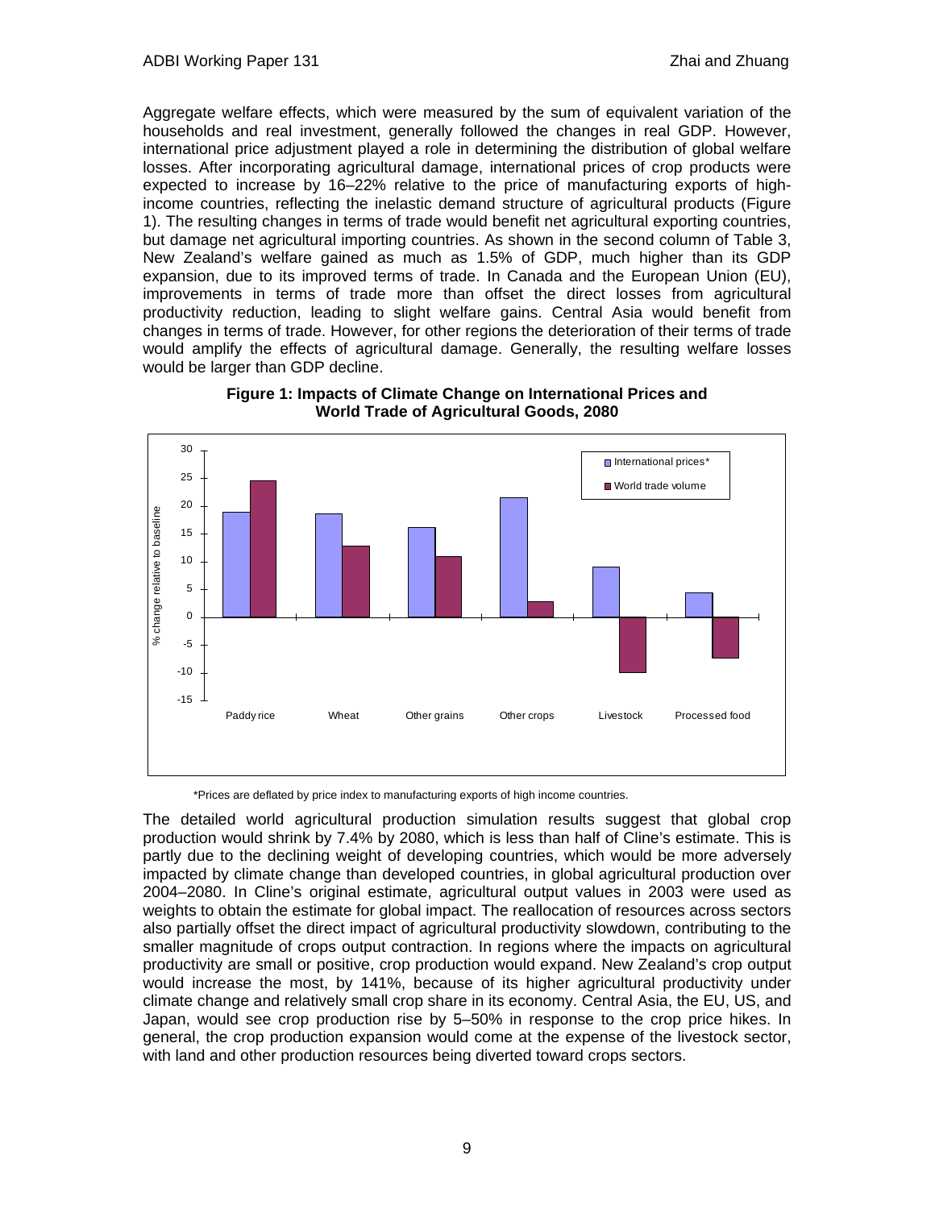Aggregate welfare effects, which were measured by the sum of equivalent variation of the households and real investment, generally followed the changes in real GDP. However, international price adjustment played a role in determining the distribution of global welfare losses. After incorporating agricultural damage, international prices of crop products were expected to increase by 16–22% relative to the price of manufacturing exports of high-income countries, reflecting the inelastic demand structure of agricultural products (Figure 1). The resulting changes in terms of trade would benefit net agricultural exporting countries, but damage net agricultural importing countries. As shown in the second column of Table 3, New Zealand's welfare gained as much as 1.5% of GDP, much higher than its GDP expansion, due to its improved terms of trade. In Canada and the European Union (EU), improvements in terms of trade more than offset the direct losses from agricultural productivity reduction, leading to slight welfare gains. Central Asia would benefit from changes in terms of trade. However, for other regions the deterioration of their terms of trade would amplify the effects of agricultural damage. Generally, the resulting welfare losses would be larger than GDP decline.

**Figure 1: Impacts of Climate Change on International Prices and World Trade of Agricultural Goods, 2080**

*Prices are deflated by price index to manufacturing exports of high income countries.

The detailed world agricultural production simulation results suggest that global crop production would shrink by 7.4% by 2080, which is less than half of Cline's estimate. This is partly due to the declining weight of developing countries, which would be more adversely impacted by climate change than developed countries, in global agricultural production over 2004–2080. In Cline's original estimate, agricultural output values in 2003 were used as weights to obtain the estimate for global impact. The reallocation of resources across sectors also partially offset the direct impact of agricultural productivity slowdown, contributing to the smaller magnitude of crops output contraction. In regions where the impacts on agricultural productivity are small or positive, crop production would expand. New Zealand's crop output would increase the most, by 141%, because of its higher agricultural productivity under climate change and relatively small crop share in its economy. Central Asia, the EU, US, and Japan, would see crop production rise by 5–50% in response to the crop price hikes. In general, the crop production expansion would come at the expense of the livestock sector, with land and other production resources being diverted toward crops sectors.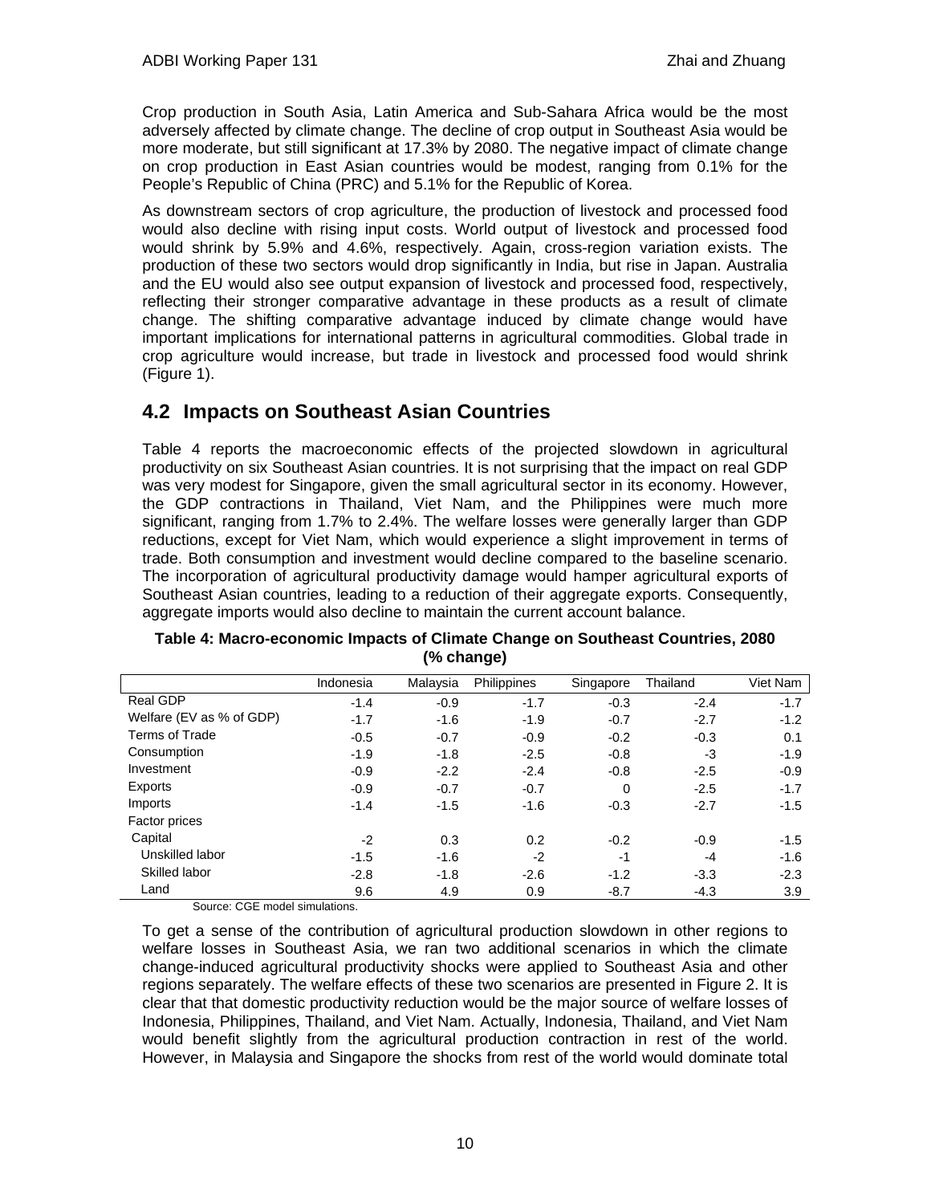Crop production in South Asia, Latin America and Sub-Sahara Africa would be the most adversely affected by climate change. The decline of crop output in Southeast Asia would be more moderate, but still significant at 17.3% by 2080. The negative impact of climate change on crop production in East Asian countries would be modest, ranging from 0.1% for the People's Republic of China (PRC) and 5.1% for the Republic of Korea.

As downstream sectors of crop agriculture, the production of livestock and processed food would also decline with rising input costs. World output of livestock and processed food would shrink by 5.9% and 4.6%, respectively. Again, cross-region variation exists. The production of these two sectors would drop significantly in India, but rise in Japan. Australia and the EU would also see output expansion of livestock and processed food, respectively, reflecting their stronger comparative advantage in these products as a result of climate change. The shifting comparative advantage induced by climate change would have important implications for international patterns in agricultural commodities. Global trade in crop agriculture would increase, but trade in livestock and processed food would shrink (Figure 1).

## 4.2 Impacts on Southeast Asian Countries

Table 4 reports the macroeconomic effects of the projected slowdown in agricultural productivity on six Southeast Asian countries. It is not surprising that the impact on real GDP was very modest for Singapore, given the small agricultural sector in its economy. However, the GDP contractions in Thailand, Viet Nam, and the Philippines were much more significant, ranging from 1.7% to 2.4%. The welfare losses were generally larger than GDP reductions, except for Viet Nam, which would experience a slight improvement in terms of trade. Both consumption and investment would decline compared to the baseline scenario. The incorporation of agricultural productivity damage would hamper agricultural exports of Southeast Asian countries, leading to a reduction of their aggregate exports. Consequently, aggregate imports would also decline to maintain the current account balance.

**Table 4: Macro-economic Impacts of Climate Change on Southeast Countries, 2080 (% change)**

| | Indonesia | Malaysia | Philippines | Singapore | Thailand | Viet Nam |
|---|---|---|---|---|---|---|
| Real GDP | -1.4 | -0.9 | -1.7 | -0.3 | -2.4 | -1.7 |
| Welfare (EV as % of GDP) | -1.7 | -1.6 | -1.9 | -0.7 | -2.7 | -1.2 |
| Terms of Trade | -0.5 | -0.7 | -0.9 | -0.2 | -0.3 | 0.1 |
| Consumption | -1.9 | -1.8 | -2.5 | -0.8 | -3 | -1.9 |
| Investment | -0.9 | -2.2 | -2.4 | -0.8 | -2.5 | -0.9 |
| Exports | -0.9 | -0.7 | -0.7 | 0 | -2.5 | -1.7 |
| Imports | -1.4 | -1.5 | -1.6 | -0.3 | -2.7 | -1.5 |
| Factor prices | | | | | | |
| Capital | -2 | 0.3 | 0.2 | -0.2 | -0.9 | -1.5 |
| Unskilled labor | -1.5 | -1.6 | -2 | -1 | -4 | -1.6 |
| Skilled labor | -2.8 | -1.8 | -2.6 | -1.2 | -3.3 | -2.3 |
| Land | 9.6 | 4.9 | 0.9 | -8.7 | -4.3 | 3.9 |

Source: CGE model simulations.

To get a sense of the contribution of agricultural production slowdown in other regions to welfare losses in Southeast Asia, we ran two additional scenarios in which the climate change-induced agricultural productivity shocks were applied to Southeast Asia and other regions separately. The welfare effects of these two scenarios are presented in Figure 2. It is clear that that domestic productivity reduction would be the major source of welfare losses of Indonesia, Philippines, Thailand, and Viet Nam. Actually, Indonesia, Thailand, and Viet Nam would benefit slightly from the agricultural production contraction in rest of the world. However, in Malaysia and Singapore the shocks from rest of the world would dominate total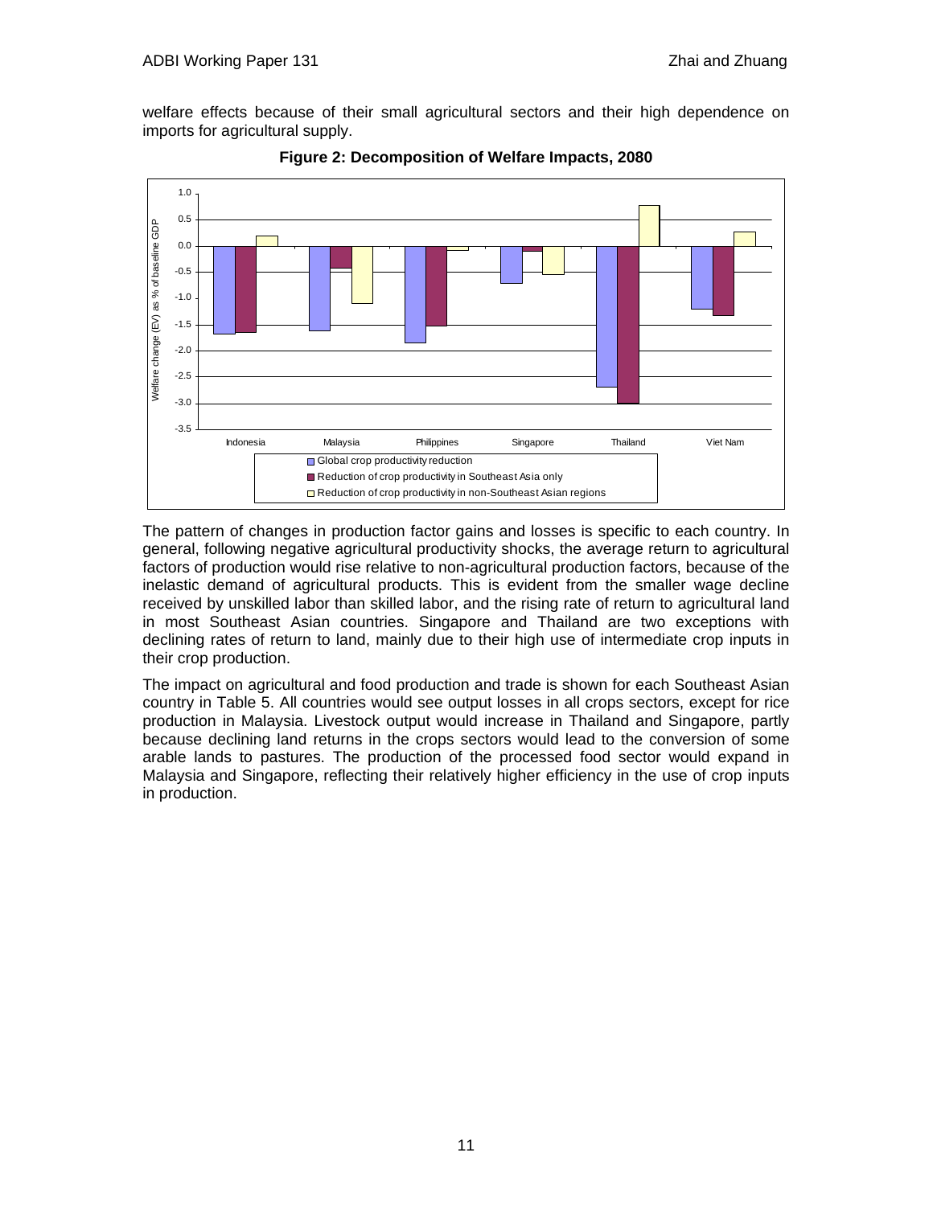welfare effects because of their small agricultural sectors and their high dependence on imports for agricultural supply.

**Figure 2: Decomposition of Welfare Impacts, 2080**

The pattern of changes in production factor gains and losses is specific to each country. In general, following negative agricultural productivity shocks, the average return to agricultural factors of production would rise relative to non-agricultural production factors, because of the inelastic demand of agricultural products. This is evident from the smaller wage decline received by unskilled labor than skilled labor, and the rising rate of return to agricultural land in most Southeast Asian countries. Singapore and Thailand are two exceptions with declining rates of return to land, mainly due to their high use of intermediate crop inputs in their crop production.

The impact on agricultural and food production and trade is shown for each Southeast Asian country in Table 5. All countries would see output losses in all crops sectors, except for rice production in Malaysia. Livestock output would increase in Thailand and Singapore, partly because declining land returns in the crops sectors would lead to the conversion of some arable lands to pastures. The production of the processed food sector would expand in Malaysia and Singapore, reflecting their relatively higher efficiency in the use of crop inputs in production.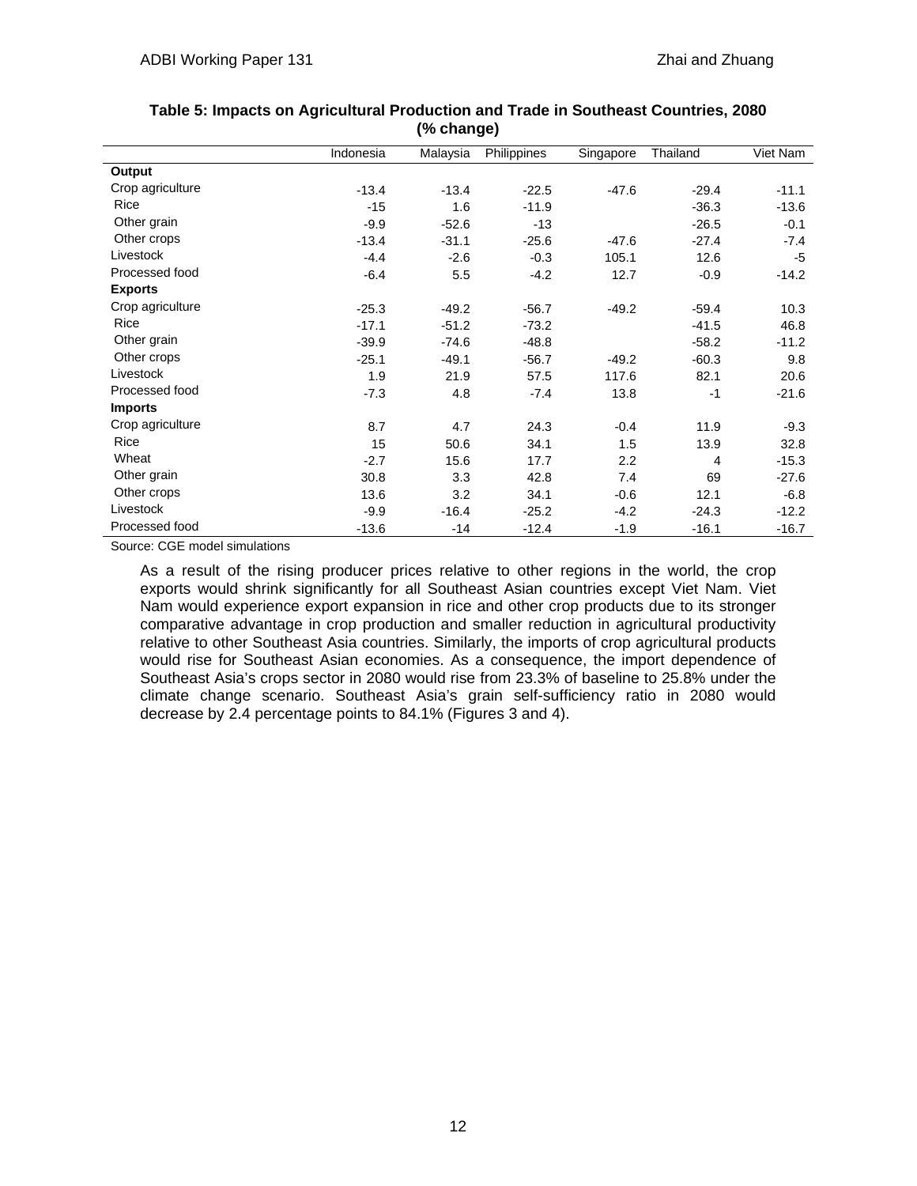**Table 5: Impacts on Agricultural Production and Trade in Southeast Countries, 2080 (% change)**

| | Indonesia | Malaysia | Philippines | Singapore | Thailand | Viet Nam |
|---|---|---|---|---|---|---|
| **Output** | | | | | | |
| Crop agriculture | -13.4 | -13.4 | -22.5 | -47.6 | -29.4 | -11.1 |
| Rice | -15 | 1.6 | -11.9 | | -36.3 | -13.6 |
| Other grain | -9.9 | -52.6 | -13 | | -26.5 | -0.1 |
| Other crops | -13.4 | -31.1 | -25.6 | -47.6 | -27.4 | -7.4 |
| Livestock | -4.4 | -2.6 | -0.3 | 105.1 | 12.6 | -5 |
| Processed food | -6.4 | 5.5 | -4.2 | 12.7 | -0.9 | -14.2 |
| **Exports** | | | | | | |
| Crop agriculture | -25.3 | -49.2 | -56.7 | -49.2 | -59.4 | 10.3 |
| Rice | -17.1 | -51.2 | -73.2 | | -41.5 | 46.8 |
| Other grain | -39.9 | -74.6 | -48.8 | | -58.2 | -11.2 |
| Other crops | -25.1 | -49.1 | -56.7 | -49.2 | -60.3 | 9.8 |
| Livestock | 1.9 | 21.9 | 57.5 | 117.6 | 82.1 | 20.6 |
| Processed food | -7.3 | 4.8 | -7.4 | 13.8 | -1 | -21.6 |
| **Imports** | | | | | | |
| Crop agriculture | 8.7 | 4.7 | 24.3 | -0.4 | 11.9 | -9.3 |
| Rice | 15 | 50.6 | 34.1 | 1.5 | 13.9 | 32.8 |
| Wheat | -2.7 | 15.6 | 17.7 | 2.2 | 4 | -15.3 |
| Other grain | 30.8 | 3.3 | 42.8 | 7.4 | 69 | -27.6 |
| Other crops | 13.6 | 3.2 | 34.1 | -0.6 | 12.1 | -6.8 |
| Livestock | -9.9 | -16.4 | -25.2 | -4.2 | -24.3 | -12.2 |
| Processed food | -13.6 | -14 | -12.4 | -1.9 | -16.1 | -16.7 |

Source: CGE model simulations

As a result of the rising producer prices relative to other regions in the world, the crop exports would shrink significantly for all Southeast Asian countries except Viet Nam. Viet Nam would experience export expansion in rice and other crop products due to its stronger comparative advantage in crop production and smaller reduction in agricultural productivity relative to other Southeast Asia countries. Similarly, the imports of crop agricultural products would rise for Southeast Asian economies. As a consequence, the import dependence of Southeast Asia's crops sector in 2080 would rise from 23.3% of baseline to 25.8% under the climate change scenario. Southeast Asia's grain self-sufficiency ratio in 2080 would decrease by 2.4 percentage points to 84.1% (Figures 3 and 4).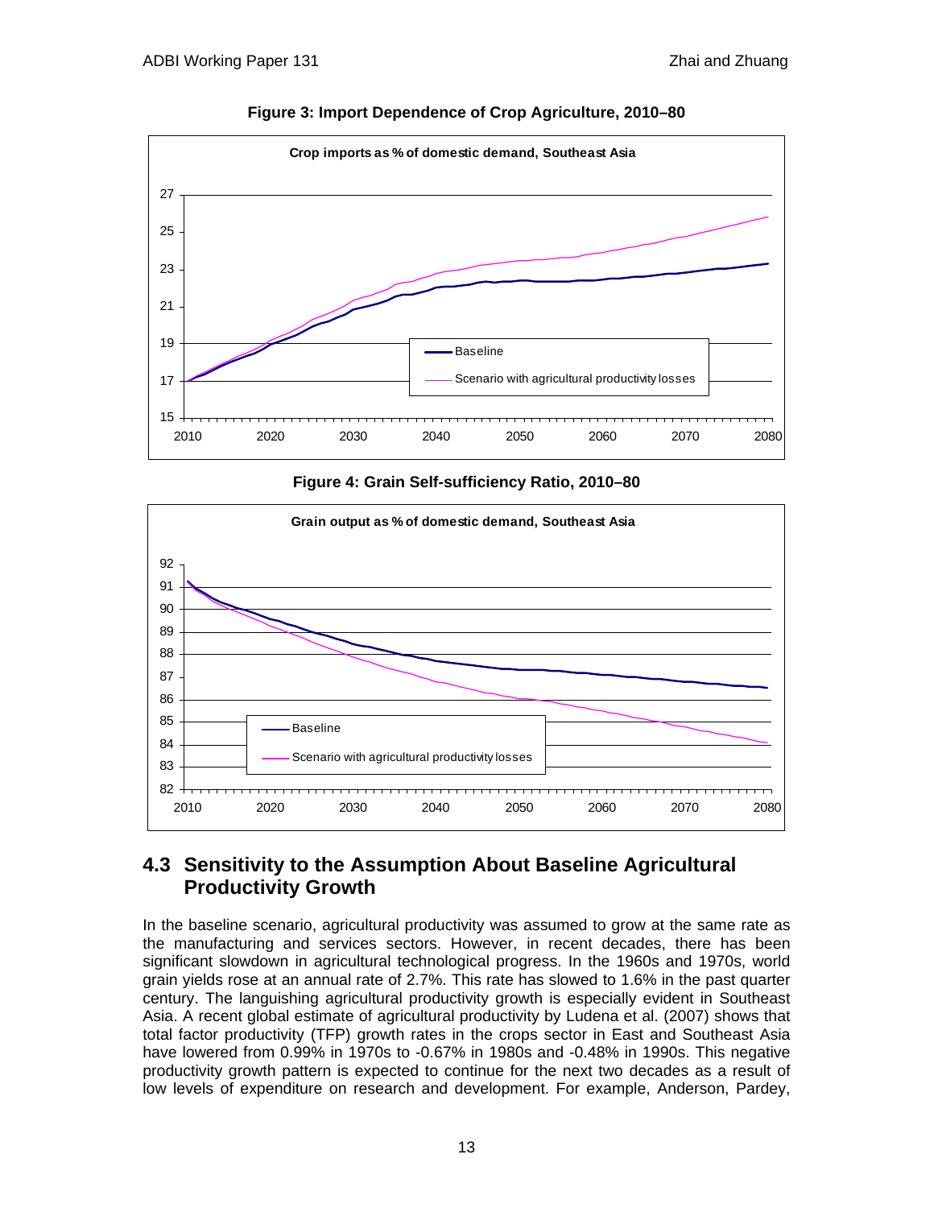**Figure 3: Import Dependence of Crop Agriculture, 2010–80**

**Figure 4: Grain Self-sufficiency Ratio, 2010–80**

## 4.3 Sensitivity to the Assumption About Baseline Agricultural Productivity Growth

In the baseline scenario, agricultural productivity was assumed to grow at the same rate as the manufacturing and services sectors. However, in recent decades, there has been significant slowdown in agricultural technological progress. In the 1960s and 1970s, world grain yields rose at an annual rate of 2.7%. This rate has slowed to 1.6% in the past quarter century. The languishing agricultural productivity growth is especially evident in Southeast Asia. A recent global estimate of agricultural productivity by Ludena et al. (2007) shows that total factor productivity (TFP) growth rates in the crops sector in East and Southeast Asia have lowered from 0.99% in 1970s to -0.67% in 1980s and -0.48% in 1990s. This negative productivity growth pattern is expected to continue for the next two decades as a result of low levels of expenditure on research and development. For example, Anderson, Pardey,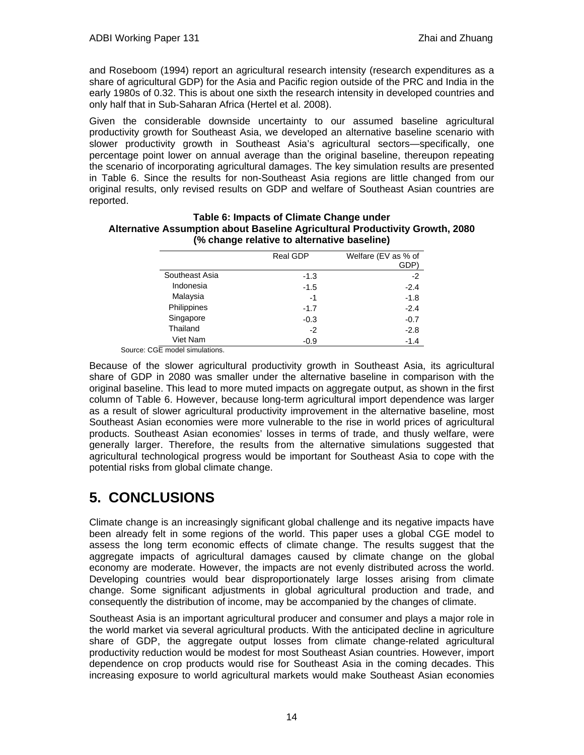and Roseboom (1994) report an agricultural research intensity (research expenditures as a share of agricultural GDP) for the Asia and Pacific region outside of the PRC and India in the early 1980s of 0.32. This is about one sixth the research intensity in developed countries and only half that in Sub-Saharan Africa (Hertel et al. 2008).

Given the considerable downside uncertainty to our assumed baseline agricultural productivity growth for Southeast Asia, we developed an alternative baseline scenario with slower productivity growth in Southeast Asia's agricultural sectors—specifically, one percentage point lower on annual average than the original baseline, thereupon repeating the scenario of incorporating agricultural damages. The key simulation results are presented in Table 6. Since the results for non-Southeast Asia regions are little changed from our original results, only revised results on GDP and welfare of Southeast Asian countries are reported.

**Table 6: Impacts of Climate Change under Alternative Assumption about Baseline Agricultural Productivity Growth, 2080 (% change relative to alternative baseline)**

| | Real GDP | Welfare (EV as % of GDP) |
|---|---|---|
| Southeast Asia | -1.3 | -2 |
| Indonesia | -1.5 | -2.4 |
| Malaysia | -1 | -1.8 |
| Philippines | -1.7 | -2.4 |
| Singapore | -0.3 | -0.7 |
| Thailand | -2 | -2.8 |
| Viet Nam | -0.9 | -1.4 |

Source: CGE model simulations.

Because of the slower agricultural productivity growth in Southeast Asia, its agricultural share of GDP in 2080 was smaller under the alternative baseline in comparison with the original baseline. This lead to more muted impacts on aggregate output, as shown in the first column of Table 6. However, because long-term agricultural import dependence was larger as a result of slower agricultural productivity improvement in the alternative baseline, most Southeast Asian economies were more vulnerable to the rise in world prices of agricultural products. Southeast Asian economies' losses in terms of trade, and thusly welfare, were generally larger. Therefore, the results from the alternative simulations suggested that agricultural technological progress would be important for Southeast Asia to cope with the potential risks from global climate change.

# 5. CONCLUSIONS

Climate change is an increasingly significant global challenge and its negative impacts have been already felt in some regions of the world. This paper uses a global CGE model to assess the long term economic effects of climate change. The results suggest that the aggregate impacts of agricultural damages caused by climate change on the global economy are moderate. However, the impacts are not evenly distributed across the world. Developing countries would bear disproportionately large losses arising from climate change. Some significant adjustments in global agricultural production and trade, and consequently the distribution of income, may be accompanied by the changes of climate.

Southeast Asia is an important agricultural producer and consumer and plays a major role in the world market via several agricultural products. With the anticipated decline in agriculture share of GDP, the aggregate output losses from climate change-related agricultural productivity reduction would be modest for most Southeast Asian countries. However, import dependence on crop products would rise for Southeast Asia in the coming decades. This increasing exposure to world agricultural markets would make Southeast Asian economies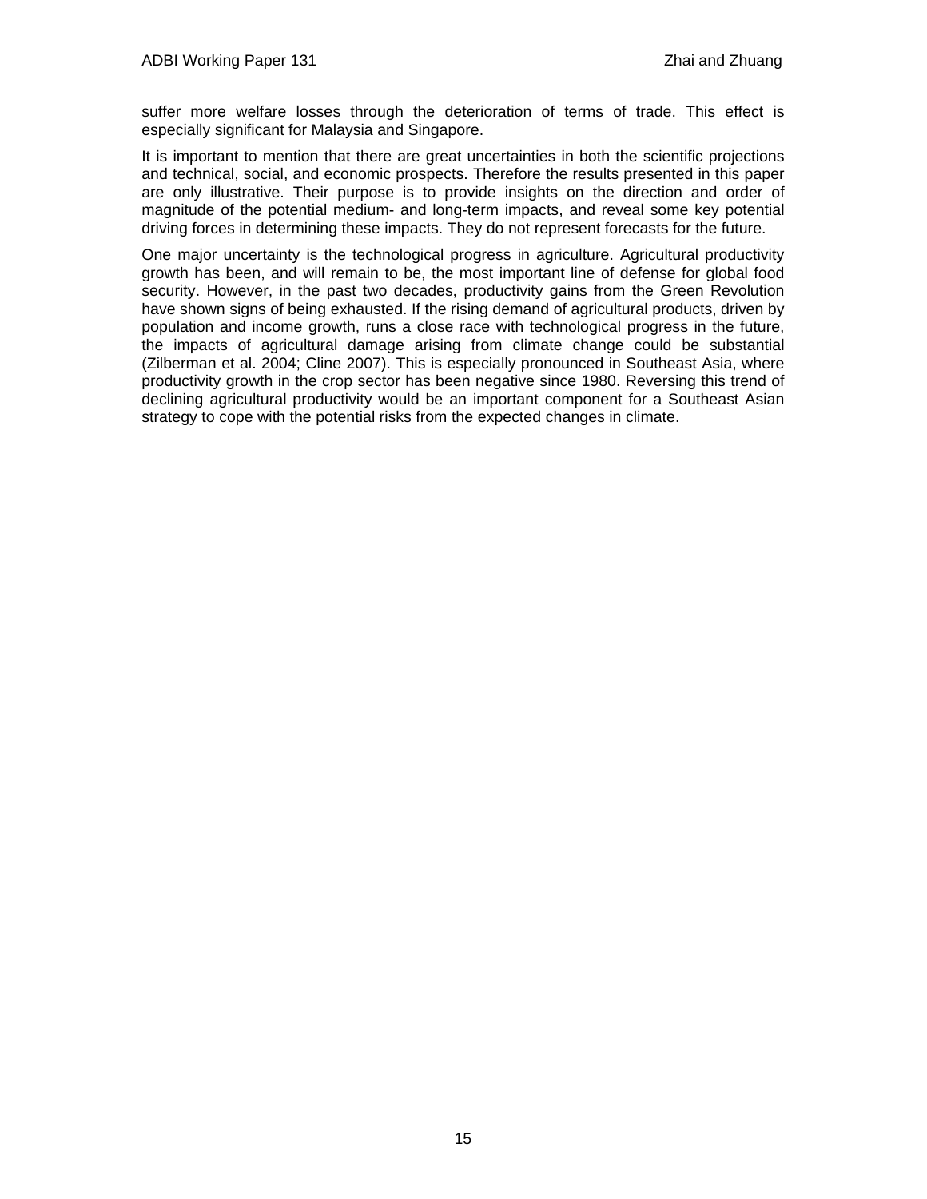suffer more welfare losses through the deterioration of terms of trade. This effect is especially significant for Malaysia and Singapore.

It is important to mention that there are great uncertainties in both the scientific projections and technical, social, and economic prospects. Therefore the results presented in this paper are only illustrative. Their purpose is to provide insights on the direction and order of magnitude of the potential medium- and long-term impacts, and reveal some key potential driving forces in determining these impacts. They do not represent forecasts for the future.

One major uncertainty is the technological progress in agriculture. Agricultural productivity growth has been, and will remain to be, the most important line of defense for global food security. However, in the past two decades, productivity gains from the Green Revolution have shown signs of being exhausted. If the rising demand of agricultural products, driven by population and income growth, runs a close race with technological progress in the future, the impacts of agricultural damage arising from climate change could be substantial (Zilberman et al. 2004; Cline 2007). This is especially pronounced in Southeast Asia, where productivity growth in the crop sector has been negative since 1980. Reversing this trend of declining agricultural productivity would be an important component for a Southeast Asian strategy to cope with the potential risks from the expected changes in climate.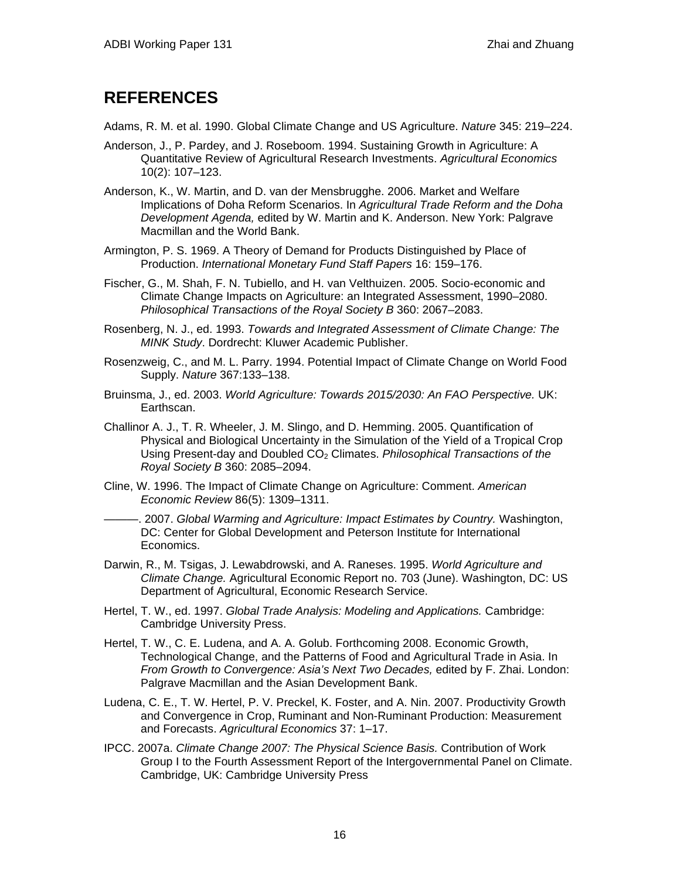## REFERENCES

Adams, R. M. et al. 1990. Global Climate Change and US Agriculture. *Nature* 345: 219–224.

Anderson, J., P. Pardey, and J. Roseboom. 1994. Sustaining Growth in Agriculture: A Quantitative Review of Agricultural Research Investments. *Agricultural Economics* 10(2): 107–123.

Anderson, K., W. Martin, and D. van der Mensbrugghe. 2006. Market and Welfare Implications of Doha Reform Scenarios. In *Agricultural Trade Reform and the Doha Development Agenda,* edited by W. Martin and K. Anderson. New York: Palgrave Macmillan and the World Bank.

Armington, P. S. 1969. A Theory of Demand for Products Distinguished by Place of Production. *International Monetary Fund Staff Papers* 16: 159–176.

Fischer, G., M. Shah, F. N. Tubiello, and H. van Velthuizen. 2005. Socio-economic and Climate Change Impacts on Agriculture: an Integrated Assessment, 1990–2080. *Philosophical Transactions of the Royal Society B* 360: 2067–2083.

Rosenberg, N. J., ed. 1993. *Towards and Integrated Assessment of Climate Change: The MINK Study*. Dordrecht: Kluwer Academic Publisher.

Rosenzweig, C., and M. L. Parry. 1994. Potential Impact of Climate Change on World Food Supply. *Nature* 367:133–138.

Bruinsma, J., ed. 2003. *World Agriculture: Towards 2015/2030: An FAO Perspective.* UK: Earthscan.

Challinor A. J., T. R. Wheeler, J. M. Slingo, and D. Hemming. 2005. Quantification of Physical and Biological Uncertainty in the Simulation of the Yield of a Tropical Crop Using Present-day and Doubled $CO_2$ Climates. *Philosophical Transactions of the Royal Society B* 360: 2085–2094.

Cline, W. 1996. The Impact of Climate Change on Agriculture: Comment. *American Economic Review* 86(5): 1309–1311.

———. 2007. *Global Warming and Agriculture: Impact Estimates by Country.* Washington, DC: Center for Global Development and Peterson Institute for International Economics.

Darwin, R., M. Tsigas, J. Lewabdrowski, and A. Raneses. 1995. *World Agriculture and Climate Change.* Agricultural Economic Report no. 703 (June). Washington, DC: US Department of Agricultural, Economic Research Service.

Hertel, T. W., ed. 1997. *Global Trade Analysis: Modeling and Applications.* Cambridge: Cambridge University Press.

Hertel, T. W., C. E. Ludena, and A. A. Golub. Forthcoming 2008. Economic Growth, Technological Change, and the Patterns of Food and Agricultural Trade in Asia. In *From Growth to Convergence: Asia's Next Two Decades,* edited by F. Zhai. London: Palgrave Macmillan and the Asian Development Bank.

Ludena, C. E., T. W. Hertel, P. V. Preckel, K. Foster, and A. Nin. 2007. Productivity Growth and Convergence in Crop, Ruminant and Non-Ruminant Production: Measurement and Forecasts. *Agricultural Economics* 37: 1–17.

IPCC. 2007a. *Climate Change 2007: The Physical Science Basis.* Contribution of Work Group I to the Fourth Assessment Report of the Intergovernmental Panel on Climate. Cambridge, UK: Cambridge University Press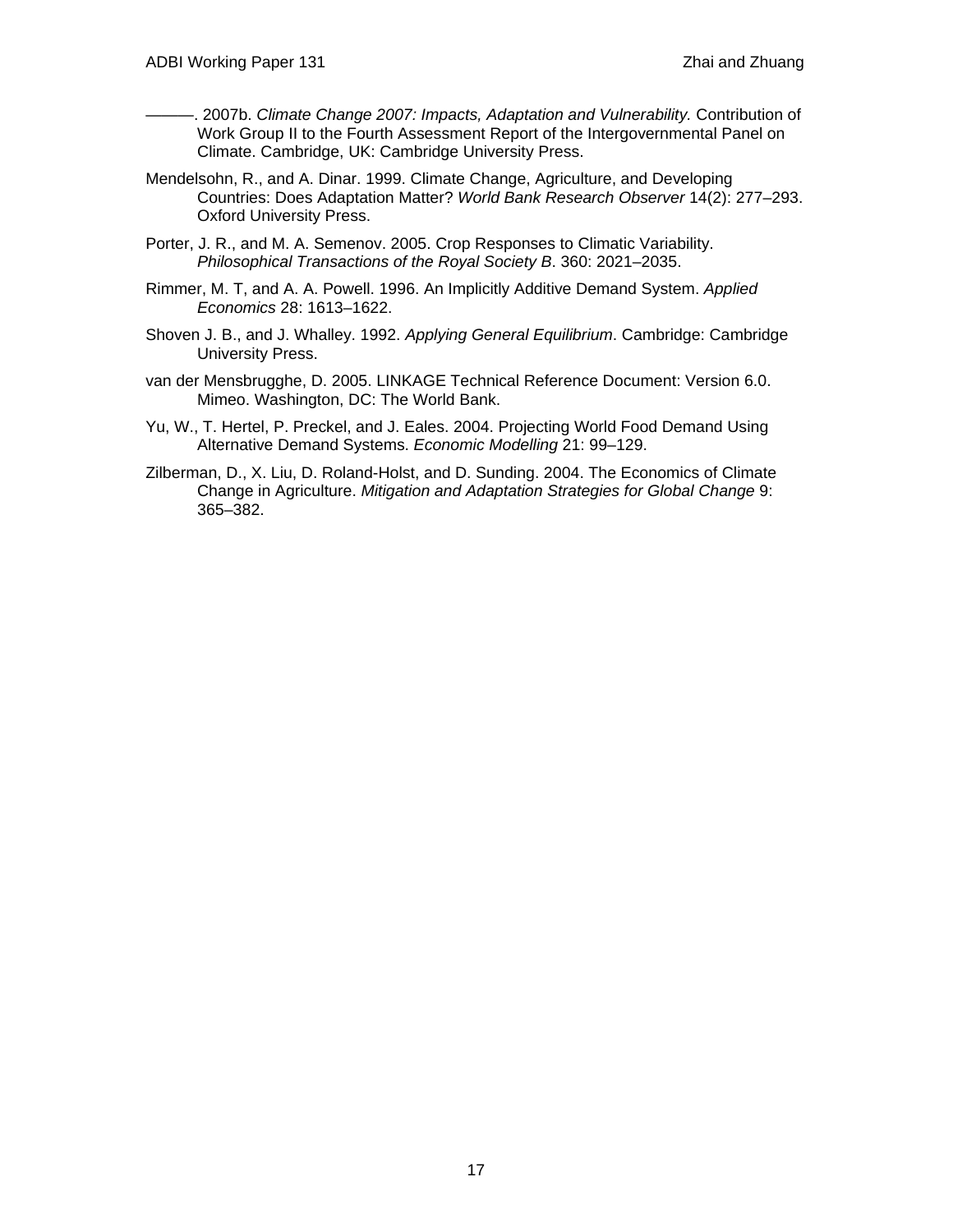———. 2007b. *Climate Change 2007: Impacts, Adaptation and Vulnerability.* Contribution of Work Group II to the Fourth Assessment Report of the Intergovernmental Panel on Climate. Cambridge, UK: Cambridge University Press.

Mendelsohn, R., and A. Dinar. 1999. Climate Change, Agriculture, and Developing Countries: Does Adaptation Matter? *World Bank Research Observer* 14(2): 277–293. Oxford University Press.

Porter, J. R., and M. A. Semenov. 2005. Crop Responses to Climatic Variability. *Philosophical Transactions of the Royal Society B*. 360: 2021–2035.

Rimmer, M. T, and A. A. Powell. 1996. An Implicitly Additive Demand System. *Applied Economics* 28: 1613–1622.

Shoven J. B., and J. Whalley. 1992. *Applying General Equilibrium*. Cambridge: Cambridge University Press.

van der Mensbrugghe, D. 2005. LINKAGE Technical Reference Document: Version 6.0. Mimeo. Washington, DC: The World Bank.

Yu, W., T. Hertel, P. Preckel, and J. Eales. 2004. Projecting World Food Demand Using Alternative Demand Systems. *Economic Modelling* 21: 99–129.

Zilberman, D., X. Liu, D. Roland-Holst, and D. Sunding. 2004. The Economics of Climate Change in Agriculture. *Mitigation and Adaptation Strategies for Global Change* 9: 365–382.